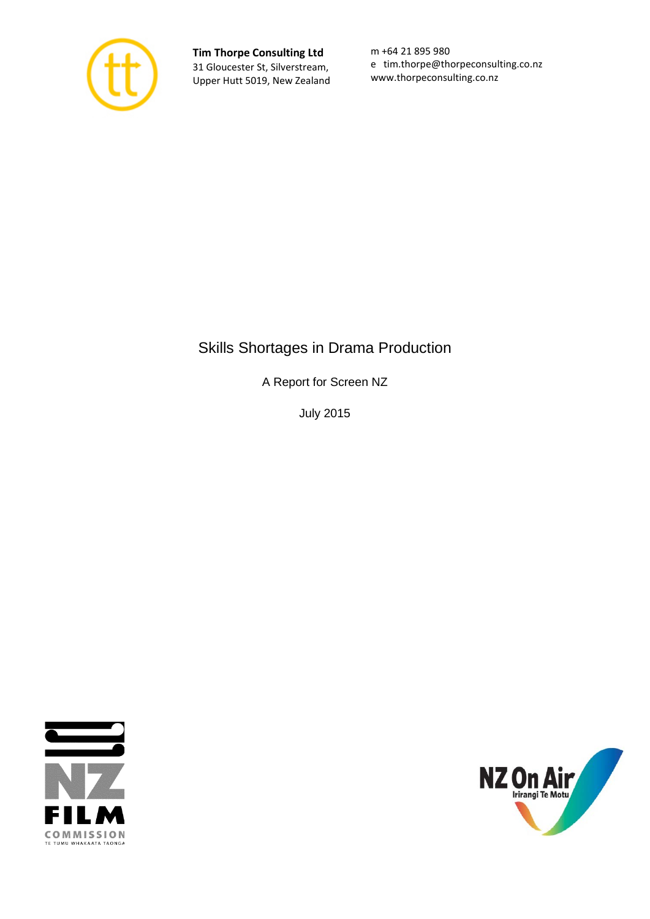**Tim Thorpe Consulting Ltd**
31 Gloucester St, Silverstream,
Upper Hutt 5019, New Zealand

m +64 21 895 980
e tim.thorpe@thorpeconsulting.co.nz
www.thorpeconsulting.co.nz

# Skills Shortages in Drama Production

A Report for Screen NZ

July 2015

NZ FILM COMMISSION
TE TUMU WHAKAATA TAONGA

NZ On Air
Irirangi Te Motu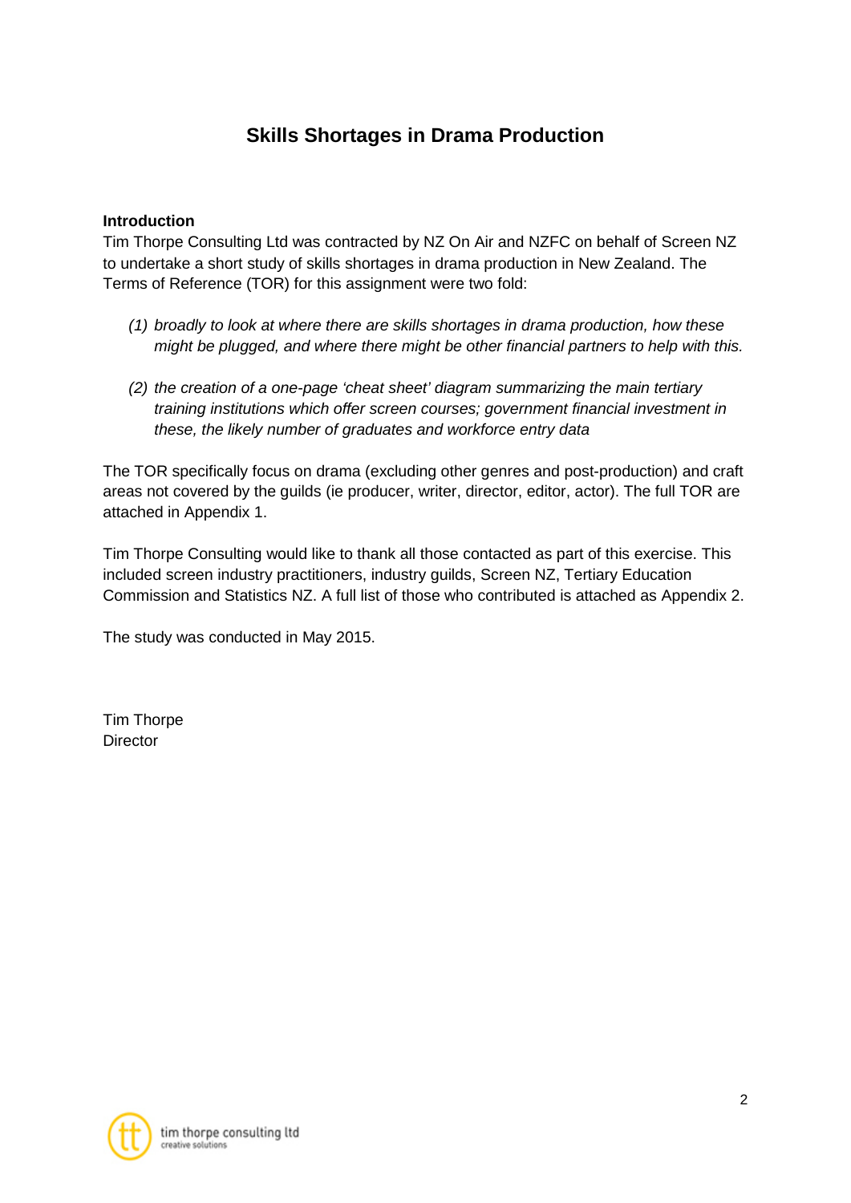# Skills Shortages in Drama Production

**Introduction**

Tim Thorpe Consulting Ltd was contracted by NZ On Air and NZFC on behalf of Screen NZ to undertake a short study of skills shortages in drama production in New Zealand. The Terms of Reference (TOR) for this assignment were two fold:

*(1) broadly to look at where there are skills shortages in drama production, how these might be plugged, and where there might be other financial partners to help with this.*

*(2) the creation of a one-page 'cheat sheet' diagram summarizing the main tertiary training institutions which offer screen courses; government financial investment in these, the likely number of graduates and workforce entry data*

The TOR specifically focus on drama (excluding other genres and post-production) and craft areas not covered by the guilds (ie producer, writer, director, editor, actor). The full TOR are attached in Appendix 1.

Tim Thorpe Consulting would like to thank all those contacted as part of this exercise. This included screen industry practitioners, industry guilds, Screen NZ, Tertiary Education Commission and Statistics NZ. A full list of those who contributed is attached as Appendix 2.

The study was conducted in May 2015.

Tim Thorpe
Director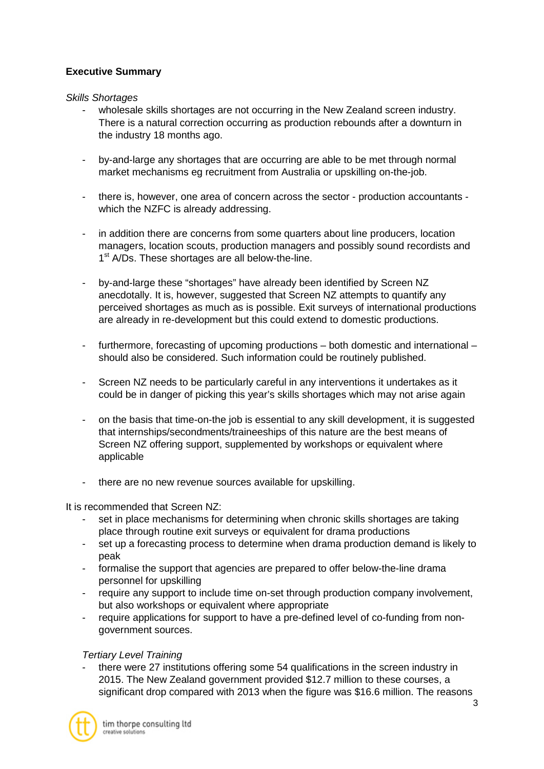**Executive Summary**

*Skills Shortages*

- wholesale skills shortages are not occurring in the New Zealand screen industry. There is a natural correction occurring as production rebounds after a downturn in the industry 18 months ago.

- by-and-large any shortages that are occurring are able to be met through normal market mechanisms eg recruitment from Australia or upskilling on-the-job.

- there is, however, one area of concern across the sector - production accountants - which the NZFC is already addressing.

- in addition there are concerns from some quarters about line producers, location managers, location scouts, production managers and possibly sound recordists and 1st A/Ds. These shortages are all below-the-line.

- by-and-large these "shortages" have already been identified by Screen NZ anecdotally. It is, however, suggested that Screen NZ attempts to quantify any perceived shortages as much as is possible. Exit surveys of international productions are already in re-development but this could extend to domestic productions.

- furthermore, forecasting of upcoming productions – both domestic and international – should also be considered. Such information could be routinely published.

- Screen NZ needs to be particularly careful in any interventions it undertakes as it could be in danger of picking this year's skills shortages which may not arise again

- on the basis that time-on-the job is essential to any skill development, it is suggested that internships/secondments/traineeships of this nature are the best means of Screen NZ offering support, supplemented by workshops or equivalent where applicable

- there are no new revenue sources available for upskilling.

It is recommended that Screen NZ:

- set in place mechanisms for determining when chronic skills shortages are taking place through routine exit surveys or equivalent for drama productions
- set up a forecasting process to determine when drama production demand is likely to peak
- formalise the support that agencies are prepared to offer below-the-line drama personnel for upskilling
- require any support to include time on-set through production company involvement, but also workshops or equivalent where appropriate
- require applications for support to have a pre-defined level of co-funding from non-government sources.

*Tertiary Level Training*

- there were 27 institutions offering some 54 qualifications in the screen industry in 2015. The New Zealand government provided $12.7 million to these courses, a significant drop compared with 2013 when the figure was $16.6 million. The reasons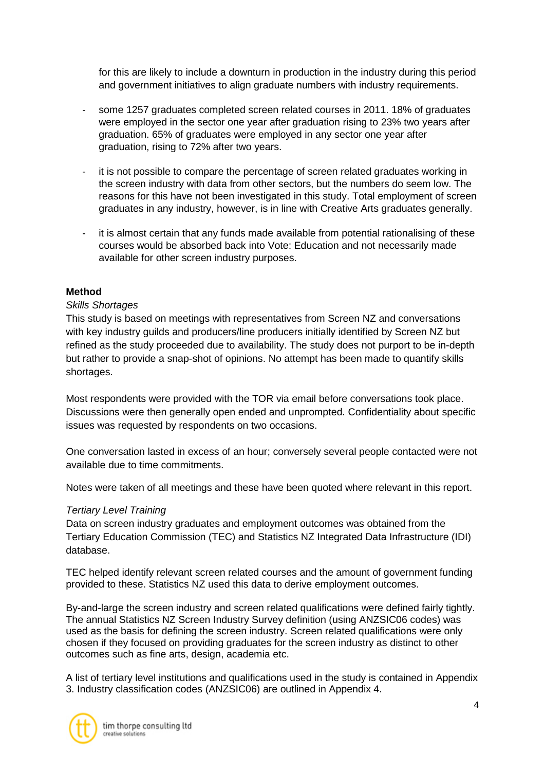for this are likely to include a downturn in production in the industry during this period and government initiatives to align graduate numbers with industry requirements.

- some 1257 graduates completed screen related courses in 2011. 18% of graduates were employed in the sector one year after graduation rising to 23% two years after graduation. 65% of graduates were employed in any sector one year after graduation, rising to 72% after two years.

- it is not possible to compare the percentage of screen related graduates working in the screen industry with data from other sectors, but the numbers do seem low. The reasons for this have not been investigated in this study. Total employment of screen graduates in any industry, however, is in line with Creative Arts graduates generally.

- it is almost certain that any funds made available from potential rationalising of these courses would be absorbed back into Vote: Education and not necessarily made available for other screen industry purposes.

**Method**

*Skills Shortages*

This study is based on meetings with representatives from Screen NZ and conversations with key industry guilds and producers/line producers initially identified by Screen NZ but refined as the study proceeded due to availability. The study does not purport to be in-depth but rather to provide a snap-shot of opinions. No attempt has been made to quantify skills shortages.

Most respondents were provided with the TOR via email before conversations took place. Discussions were then generally open ended and unprompted. Confidentiality about specific issues was requested by respondents on two occasions.

One conversation lasted in excess of an hour; conversely several people contacted were not available due to time commitments.

Notes were taken of all meetings and these have been quoted where relevant in this report.

*Tertiary Level Training*

Data on screen industry graduates and employment outcomes was obtained from the Tertiary Education Commission (TEC) and Statistics NZ Integrated Data Infrastructure (IDI) database.

TEC helped identify relevant screen related courses and the amount of government funding provided to these. Statistics NZ used this data to derive employment outcomes.

By-and-large the screen industry and screen related qualifications were defined fairly tightly. The annual Statistics NZ Screen Industry Survey definition (using ANZSIC06 codes) was used as the basis for defining the screen industry. Screen related qualifications were only chosen if they focused on providing graduates for the screen industry as distinct to other outcomes such as fine arts, design, academia etc.

A list of tertiary level institutions and qualifications used in the study is contained in Appendix 3. Industry classification codes (ANZSIC06) are outlined in Appendix 4.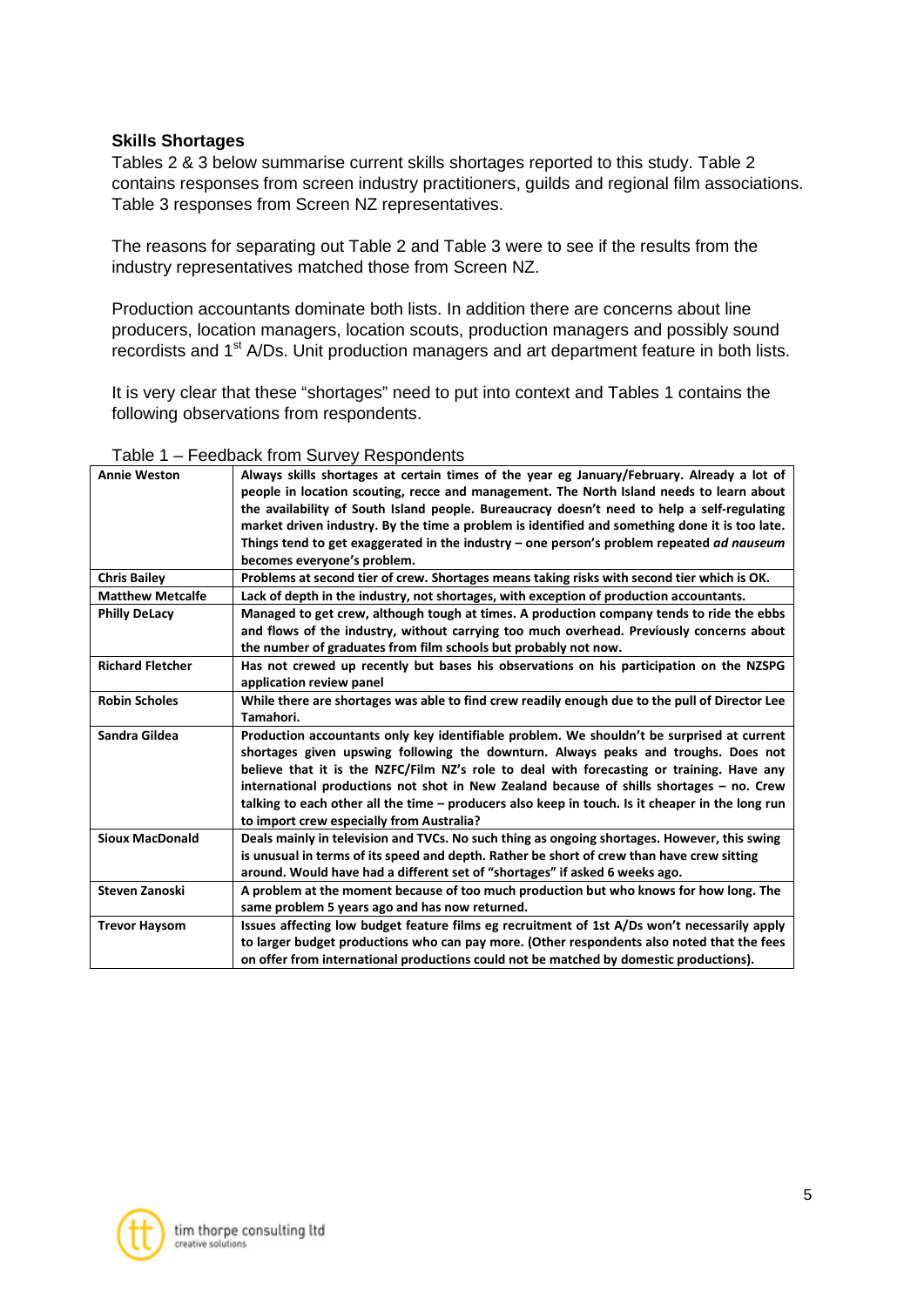### Skills Shortages

Tables 2 & 3 below summarise current skills shortages reported to this study. Table 2 contains responses from screen industry practitioners, guilds and regional film associations. Table 3 responses from Screen NZ representatives.

The reasons for separating out Table 2 and Table 3 were to see if the results from the industry representatives matched those from Screen NZ.

Production accountants dominate both lists. In addition there are concerns about line producers, location managers, location scouts, production managers and possibly sound recordists and 1st A/Ds. Unit production managers and art department feature in both lists.

It is very clear that these "shortages" need to put into context and Tables 1 contains the following observations from respondents.

Table 1 – Feedback from Survey Respondents

| | |
|---|---|
| **Annie Weston** | **Always skills shortages at certain times of the year eg January/February. Already a lot of people in location scouting, recce and management. The North Island needs to learn about the availability of South Island people. Bureaucracy doesn't need to help a self-regulating market driven industry. By the time a problem is identified and something done it is too late. Things tend to get exaggerated in the industry – one person's problem repeated *ad nauseum* becomes everyone's problem.** |
| **Chris Bailey** | **Problems at second tier of crew. Shortages means taking risks with second tier which is OK.** |
| **Matthew Metcalfe** | **Lack of depth in the industry, not shortages, with exception of production accountants.** |
| **Philly DeLacy** | **Managed to get crew, although tough at times. A production company tends to ride the ebbs and flows of the industry, without carrying too much overhead. Previously concerns about the number of graduates from film schools but probably not now.** |
| **Richard Fletcher** | **Has not crewed up recently but bases his observations on his participation on the NZSPG application review panel** |
| **Robin Scholes** | **While there are shortages was able to find crew readily enough due to the pull of Director Lee Tamahori.** |
| **Sandra Gildea** | **Production accountants only key identifiable problem. We shouldn't be surprised at current shortages given upswing following the downturn. Always peaks and troughs. Does not believe that it is the NZFC/Film NZ's role to deal with forecasting or training. Have any international productions not shot in New Zealand because of shills shortages – no. Crew talking to each other all the time – producers also keep in touch. Is it cheaper in the long run to import crew especially from Australia?** |
| **Sioux MacDonald** | **Deals mainly in television and TVCs. No such thing as ongoing shortages. However, this swing is unusual in terms of its speed and depth. Rather be short of crew than have crew sitting around. Would have had a different set of "shortages" if asked 6 weeks ago.** |
| **Steven Zanoski** | **A problem at the moment because of too much production but who knows for how long. The same problem 5 years ago and has now returned.** |
| **Trevor Haysom** | **Issues affecting low budget feature films eg recruitment of 1st A/Ds won't necessarily apply to larger budget productions who can pay more. (Other respondents also noted that the fees on offer from international productions could not be matched by domestic productions).** |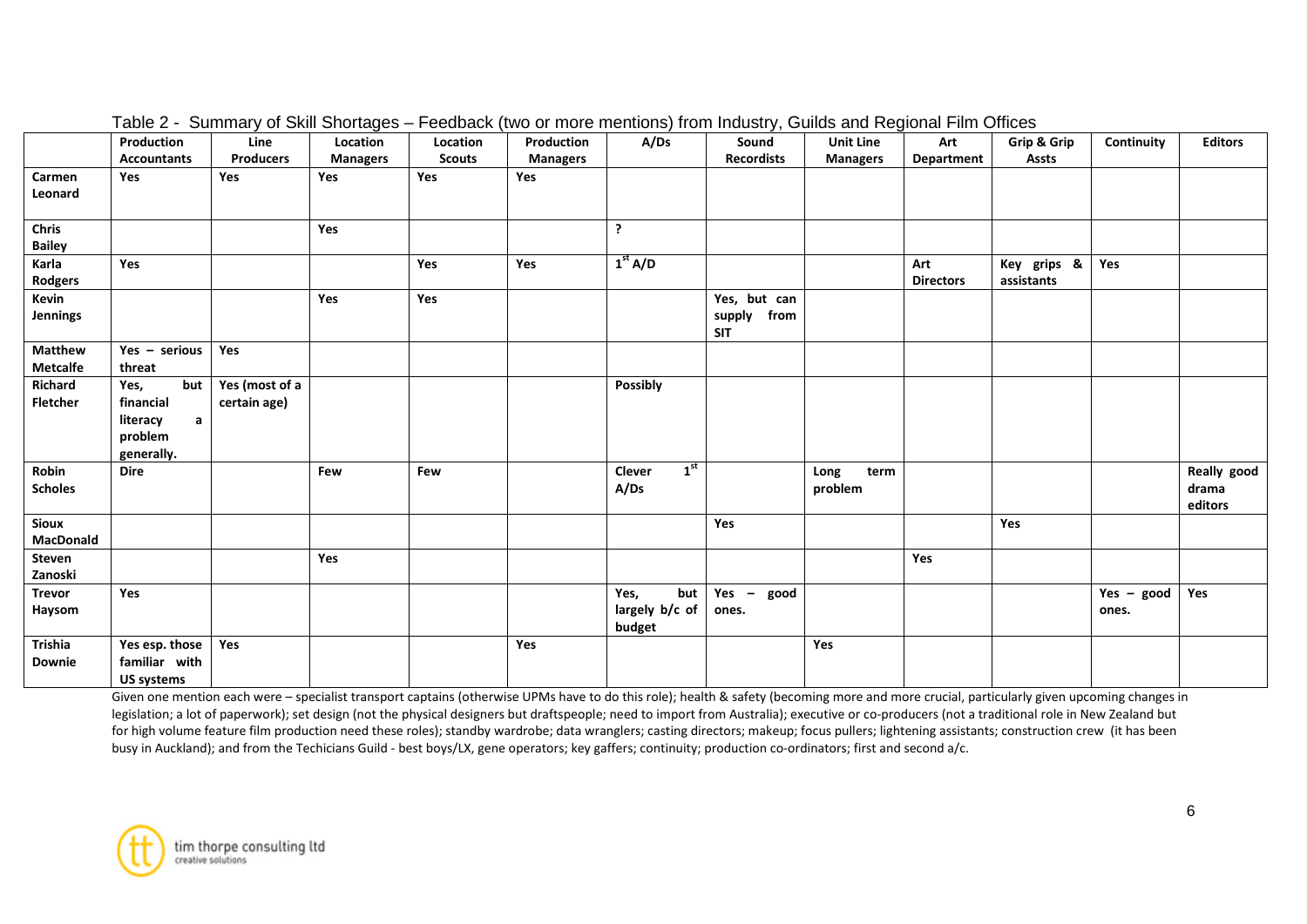Table 2 - Summary of Skill Shortages – Feedback (two or more mentions) from Industry, Guilds and Regional Film Offices

| | Production Accountants | Line Producers | Location Managers | Location Scouts | Production Managers | A/Ds | Sound Recordists | Unit Line Managers | Art Department | Grip & Grip Assts | Continuity | Editors |
|---|---|---|---|---|---|---|---|---|---|---|---|---|
| **Carmen Leonard** | Yes | Yes | Yes | Yes | Yes | | | | | | | |
| **Chris Bailey** | | | Yes | | | ? | | | | | | |
| **Karla Rodgers** | Yes | | | Yes | Yes | 1st A/D | | | Art Directors | Key grips & assistants | Yes | |
| **Kevin Jennings** | | | Yes | Yes | | | Yes, but can supply from SIT | | | | | |
| **Matthew Metcalfe** | Yes – serious threat | Yes | | | | | | | | | | |
| **Richard Fletcher** | Yes, but financial literacy a problem generally. | Yes (most of a certain age) | | | | Possibly | | | | | | |
| **Robin Scholes** | Dire | | Few | Few | | Clever 1st A/Ds | | Long term problem | | | | Really good drama editors |
| **Sioux MacDonald** | | | | | | | Yes | | | Yes | | |
| **Steven Zanoski** | | | Yes | | | | | | Yes | | | |
| **Trevor Haysom** | Yes | | | | | Yes, but largely b/c of budget | Yes – good ones. | | | | Yes – good ones. | Yes |
| **Trishia Downie** | Yes esp. those familiar with US systems | Yes | | | Yes | | | Yes | | | | |

Given one mention each were – specialist transport captains (otherwise UPMs have to do this role); health & safety (becoming more and more crucial, particularly given upcoming changes in legislation; a lot of paperwork); set design (not the physical designers but draftspeople; need to import from Australia); executive or co-producers (not a traditional role in New Zealand but for high volume feature film production need these roles); standby wardrobe; data wranglers; casting directors; makeup; focus pullers; lightening assistants; construction crew (it has been busy in Auckland); and from the Techicians Guild - best boys/LX, gene operators; key gaffers; continuity; production co-ordinators; first and second a/c.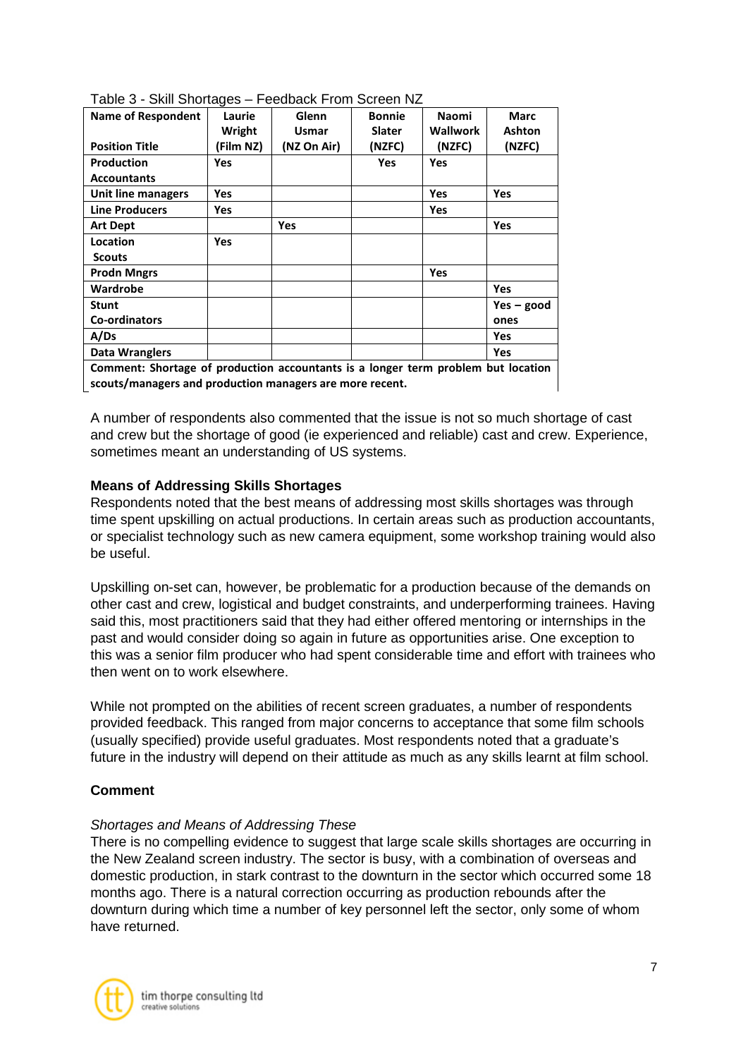Table 3 - Skill Shortages – Feedback From Screen NZ

| Name of Respondent<br><br>Position Title | Laurie Wright (Film NZ) | Glenn Usmar (NZ On Air) | Bonnie Slater (NZFC) | Naomi Wallwork (NZFC) | Marc Ashton (NZFC) |
|---|---|---|---|---|---|
| Production Accountants | Yes | | Yes | Yes | |
| Unit line managers | Yes | | | Yes | Yes |
| Line Producers | Yes | | | Yes | |
| Art Dept | | Yes | | | Yes |
| Location Scouts | Yes | | | | |
| Prodn Mngrs | | | | Yes | |
| Wardrobe | | | | | Yes |
| Stunt Co-ordinators | | | | | Yes – good ones |
| A/Ds | | | | | Yes |
| Data Wranglers | | | | | Yes |
| **Comment: Shortage of production accountants is a longer term problem but location scouts/managers and production managers are more recent.** | | | | | |

A number of respondents also commented that the issue is not so much shortage of cast and crew but the shortage of good (ie experienced and reliable) cast and crew. Experience, sometimes meant an understanding of US systems.

### Means of Addressing Skills Shortages

Respondents noted that the best means of addressing most skills shortages was through time spent upskilling on actual productions. In certain areas such as production accountants, or specialist technology such as new camera equipment, some workshop training would also be useful.

Upskilling on-set can, however, be problematic for a production because of the demands on other cast and crew, logistical and budget constraints, and underperforming trainees. Having said this, most practitioners said that they had either offered mentoring or internships in the past and would consider doing so again in future as opportunities arise. One exception to this was a senior film producer who had spent considerable time and effort with trainees who then went on to work elsewhere.

While not prompted on the abilities of recent screen graduates, a number of respondents provided feedback. This ranged from major concerns to acceptance that some film schools (usually specified) provide useful graduates. Most respondents noted that a graduate's future in the industry will depend on their attitude as much as any skills learnt at film school.

### Comment

*Shortages and Means of Addressing These*

There is no compelling evidence to suggest that large scale skills shortages are occurring in the New Zealand screen industry. The sector is busy, with a combination of overseas and domestic production, in stark contrast to the downturn in the sector which occurred some 18 months ago. There is a natural correction occurring as production rebounds after the downturn during which time a number of key personnel left the sector, only some of whom have returned.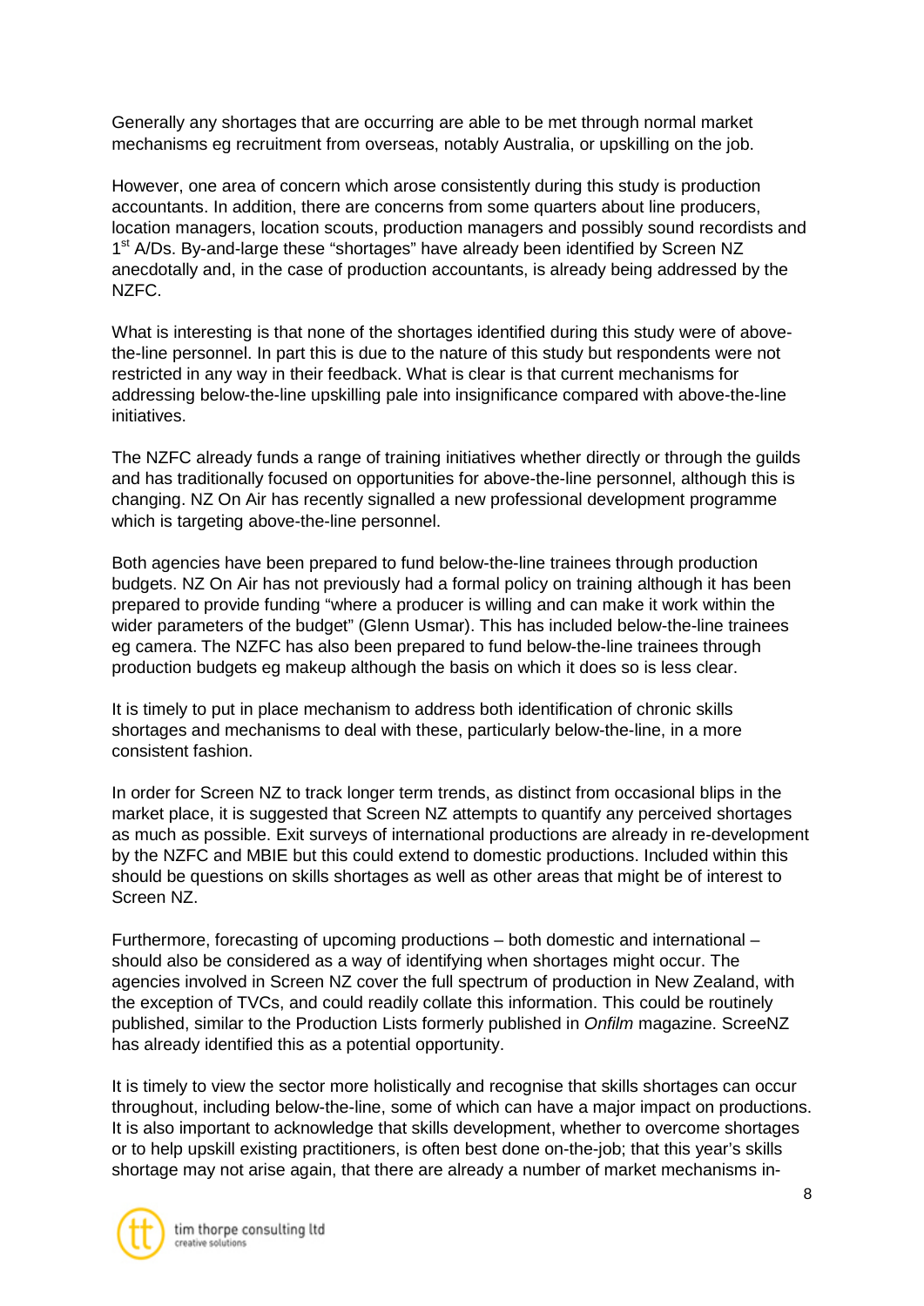Generally any shortages that are occurring are able to be met through normal market mechanisms eg recruitment from overseas, notably Australia, or upskilling on the job.

However, one area of concern which arose consistently during this study is production accountants. In addition, there are concerns from some quarters about line producers, location managers, location scouts, production managers and possibly sound recordists and 1st A/Ds. By-and-large these "shortages" have already been identified by Screen NZ anecdotally and, in the case of production accountants, is already being addressed by the NZFC.

What is interesting is that none of the shortages identified during this study were of above-the-line personnel. In part this is due to the nature of this study but respondents were not restricted in any way in their feedback. What is clear is that current mechanisms for addressing below-the-line upskilling pale into insignificance compared with above-the-line initiatives.

The NZFC already funds a range of training initiatives whether directly or through the guilds and has traditionally focused on opportunities for above-the-line personnel, although this is changing. NZ On Air has recently signalled a new professional development programme which is targeting above-the-line personnel.

Both agencies have been prepared to fund below-the-line trainees through production budgets. NZ On Air has not previously had a formal policy on training although it has been prepared to provide funding "where a producer is willing and can make it work within the wider parameters of the budget" (Glenn Usmar). This has included below-the-line trainees eg camera. The NZFC has also been prepared to fund below-the-line trainees through production budgets eg makeup although the basis on which it does so is less clear.

It is timely to put in place mechanism to address both identification of chronic skills shortages and mechanisms to deal with these, particularly below-the-line, in a more consistent fashion.

In order for Screen NZ to track longer term trends, as distinct from occasional blips in the market place, it is suggested that Screen NZ attempts to quantify any perceived shortages as much as possible. Exit surveys of international productions are already in re-development by the NZFC and MBIE but this could extend to domestic productions. Included within this should be questions on skills shortages as well as other areas that might be of interest to Screen NZ.

Furthermore, forecasting of upcoming productions – both domestic and international – should also be considered as a way of identifying when shortages might occur. The agencies involved in Screen NZ cover the full spectrum of production in New Zealand, with the exception of TVCs, and could readily collate this information. This could be routinely published, similar to the Production Lists formerly published in *Onfilm* magazine. ScreeNZ has already identified this as a potential opportunity.

It is timely to view the sector more holistically and recognise that skills shortages can occur throughout, including below-the-line, some of which can have a major impact on productions. It is also important to acknowledge that skills development, whether to overcome shortages or to help upskill existing practitioners, is often best done on-the-job; that this year's skills shortage may not arise again, that there are already a number of market mechanisms in-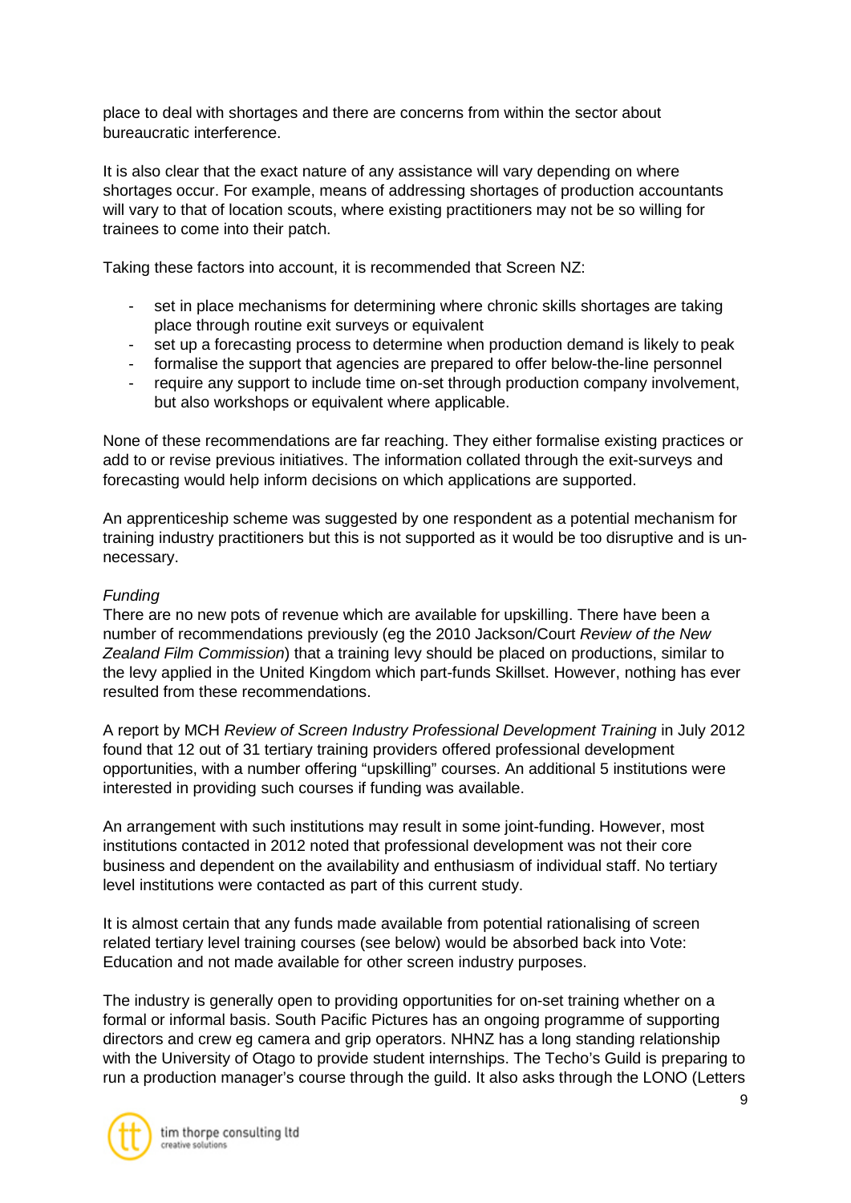place to deal with shortages and there are concerns from within the sector about bureaucratic interference.

It is also clear that the exact nature of any assistance will vary depending on where shortages occur. For example, means of addressing shortages of production accountants will vary to that of location scouts, where existing practitioners may not be so willing for trainees to come into their patch.

Taking these factors into account, it is recommended that Screen NZ:

- set in place mechanisms for determining where chronic skills shortages are taking place through routine exit surveys or equivalent
- set up a forecasting process to determine when production demand is likely to peak
- formalise the support that agencies are prepared to offer below-the-line personnel
- require any support to include time on-set through production company involvement, but also workshops or equivalent where applicable.

None of these recommendations are far reaching. They either formalise existing practices or add to or revise previous initiatives. The information collated through the exit-surveys and forecasting would help inform decisions on which applications are supported.

An apprenticeship scheme was suggested by one respondent as a potential mechanism for training industry practitioners but this is not supported as it would be too disruptive and is un-necessary.

*Funding*

There are no new pots of revenue which are available for upskilling. There have been a number of recommendations previously (eg the 2010 Jackson/Court *Review of the New Zealand Film Commission*) that a training levy should be placed on productions, similar to the levy applied in the United Kingdom which part-funds Skillset. However, nothing has ever resulted from these recommendations.

A report by MCH *Review of Screen Industry Professional Development Training* in July 2012 found that 12 out of 31 tertiary training providers offered professional development opportunities, with a number offering "upskilling" courses. An additional 5 institutions were interested in providing such courses if funding was available.

An arrangement with such institutions may result in some joint-funding. However, most institutions contacted in 2012 noted that professional development was not their core business and dependent on the availability and enthusiasm of individual staff. No tertiary level institutions were contacted as part of this current study.

It is almost certain that any funds made available from potential rationalising of screen related tertiary level training courses (see below) would be absorbed back into Vote: Education and not made available for other screen industry purposes.

The industry is generally open to providing opportunities for on-set training whether on a formal or informal basis. South Pacific Pictures has an ongoing programme of supporting directors and crew eg camera and grip operators. NHNZ has a long standing relationship with the University of Otago to provide student internships. The Techo's Guild is preparing to run a production manager's course through the guild. It also asks through the LONO (Letters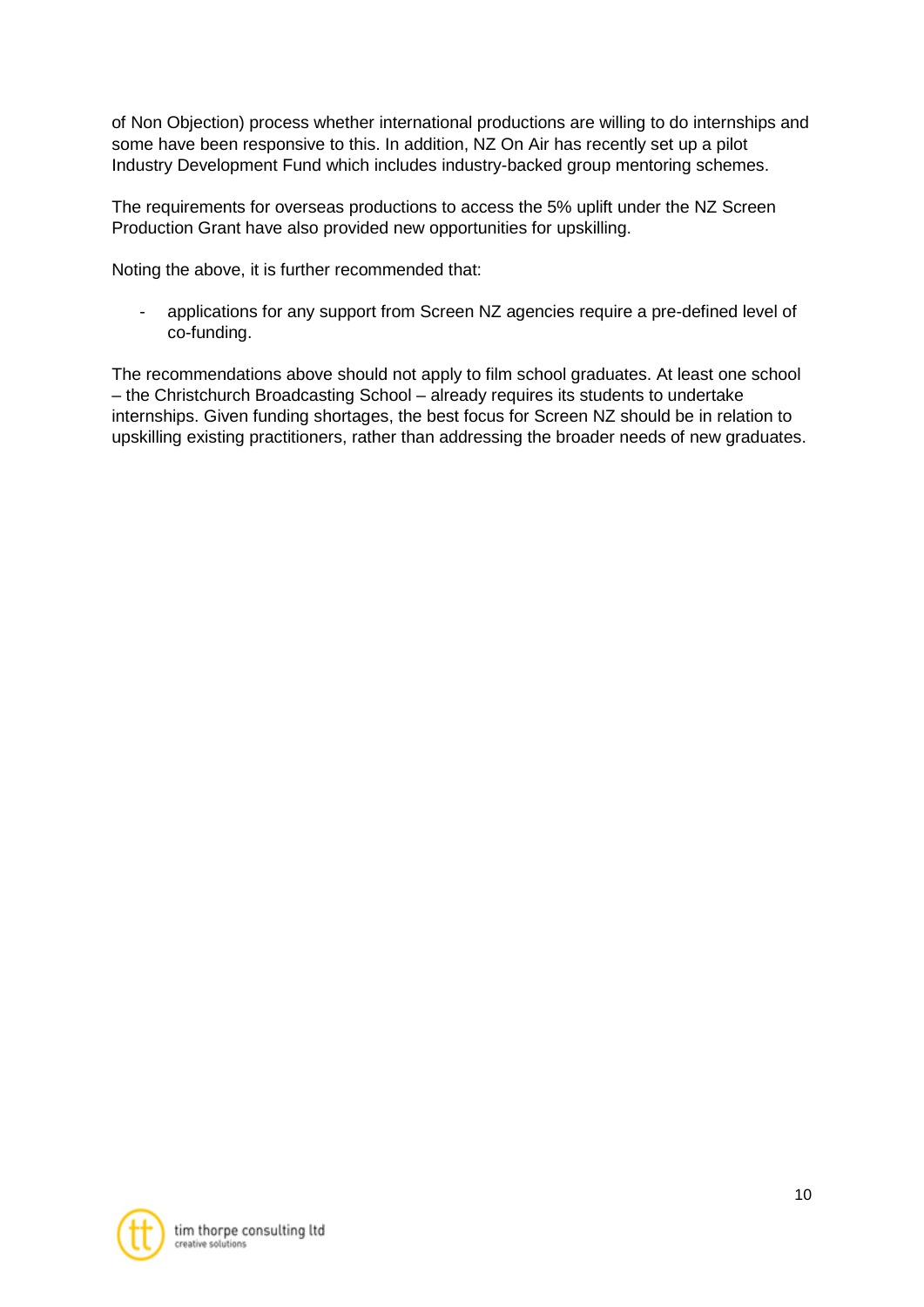of Non Objection) process whether international productions are willing to do internships and some have been responsive to this. In addition, NZ On Air has recently set up a pilot Industry Development Fund which includes industry-backed group mentoring schemes.

The requirements for overseas productions to access the 5% uplift under the NZ Screen Production Grant have also provided new opportunities for upskilling.

Noting the above, it is further recommended that:

- applications for any support from Screen NZ agencies require a pre-defined level of co-funding.

The recommendations above should not apply to film school graduates. At least one school – the Christchurch Broadcasting School – already requires its students to undertake internships. Given funding shortages, the best focus for Screen NZ should be in relation to upskilling existing practitioners, rather than addressing the broader needs of new graduates.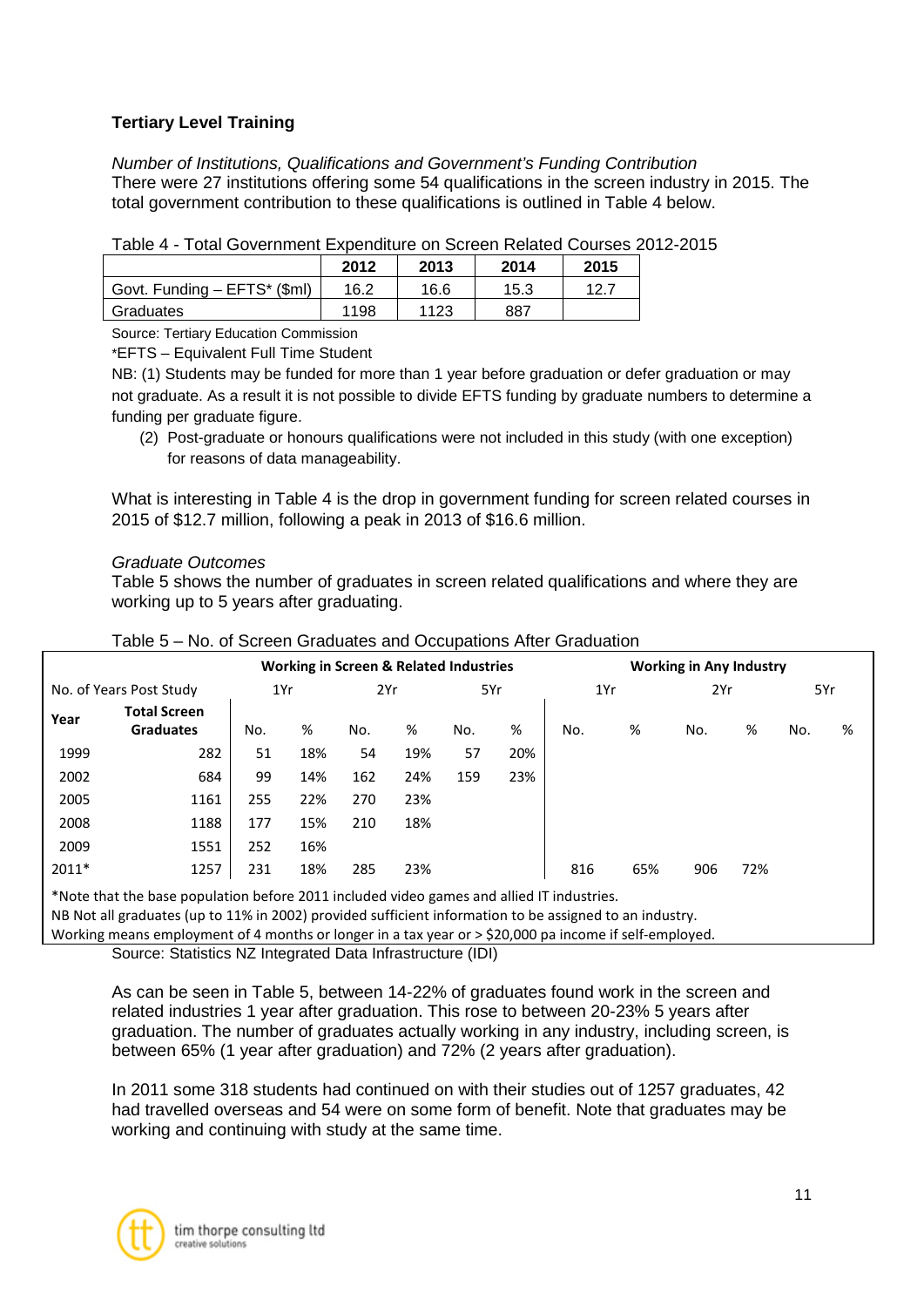### Tertiary Level Training

*Number of Institutions, Qualifications and Government's Funding Contribution*
There were 27 institutions offering some 54 qualifications in the screen industry in 2015. The total government contribution to these qualifications is outlined in Table 4 below.

Table 4 - Total Government Expenditure on Screen Related Courses 2012-2015

| | 2012 | 2013 | 2014 | 2015 |
|---|---|---|---|---|
| Govt. Funding – EFTS* ($ml) | 16.2 | 16.6 | 15.3 | 12.7 |
| Graduates | 1198 | 1123 | 887 | |

Source: Tertiary Education Commission

*EFTS – Equivalent Full Time Student

NB: (1) Students may be funded for more than 1 year before graduation or defer graduation or may not graduate. As a result it is not possible to divide EFTS funding by graduate numbers to determine a funding per graduate figure.

(2) Post-graduate or honours qualifications were not included in this study (with one exception) for reasons of data manageability.

What is interesting in Table 4 is the drop in government funding for screen related courses in 2015 of $12.7 million, following a peak in 2013 of $16.6 million.

*Graduate Outcomes*
Table 5 shows the number of graduates in screen related qualifications and where they are working up to 5 years after graduating.

Table 5 – No. of Screen Graduates and Occupations After Graduation

| | | Working in Screen & Related Industries | | | | | | Working in Any Industry | | | | | |
|---|---|---|---|---|---|---|---|---|---|---|---|---|---|
| No. of Years Post Study | | 1Yr | | 2Yr | | 5Yr | | 1Yr | | 2Yr | | 5Yr | |
| Year | Total Screen Graduates | No. | % | No. | % | No. | % | No. | % | No. | % | No. | % |
| 1999 | 282 | 51 | 18% | 54 | 19% | 57 | 20% | | | | | | |
| 2002 | 684 | 99 | 14% | 162 | 24% | 159 | 23% | | | | | | |
| 2005 | 1161 | 255 | 22% | 270 | 23% | | | | | | | | |
| 2008 | 1188 | 177 | 15% | 210 | 18% | | | | | | | | |
| 2009 | 1551 | 252 | 16% | | | | | | | | | | |
| 2011* | 1257 | 231 | 18% | 285 | 23% | | | 816 | 65% | 906 | 72% | | |

*Note that the base population before 2011 included video games and allied IT industries.
NB Not all graduates (up to 11% in 2002) provided sufficient information to be assigned to an industry.
Working means employment of 4 months or longer in a tax year or > $20,000 pa income if self-employed.

Source: Statistics NZ Integrated Data Infrastructure (IDI)

As can be seen in Table 5, between 14-22% of graduates found work in the screen and related industries 1 year after graduation. This rose to between 20-23% 5 years after graduation. The number of graduates actually working in any industry, including screen, is between 65% (1 year after graduation) and 72% (2 years after graduation).

In 2011 some 318 students had continued on with their studies out of 1257 graduates, 42 had travelled overseas and 54 were on some form of benefit. Note that graduates may be working and continuing with study at the same time.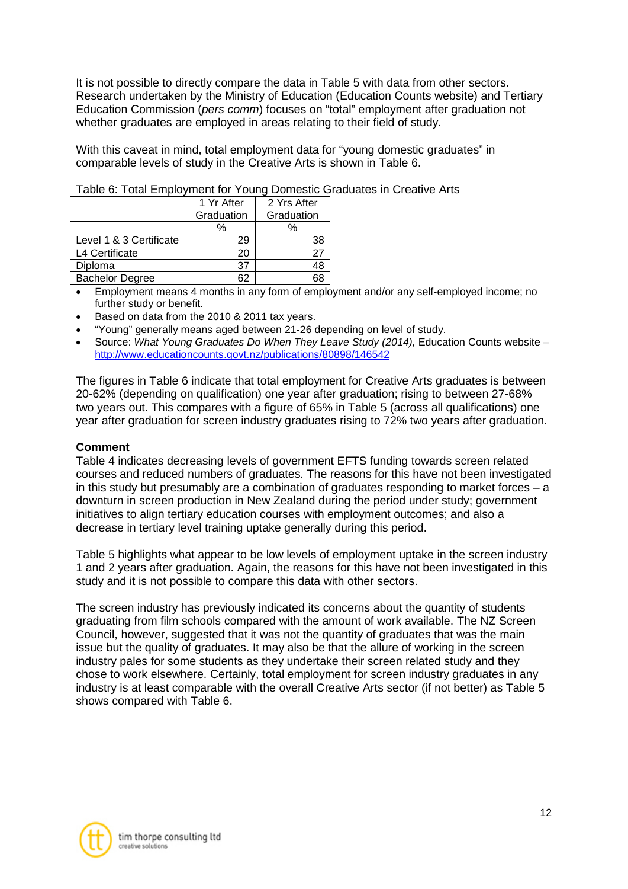It is not possible to directly compare the data in Table 5 with data from other sectors. Research undertaken by the Ministry of Education (Education Counts website) and Tertiary Education Commission (*pers comm*) focuses on "total" employment after graduation not whether graduates are employed in areas relating to their field of study.

With this caveat in mind, total employment data for "young domestic graduates" in comparable levels of study in the Creative Arts is shown in Table 6.

Table 6: Total Employment for Young Domestic Graduates in Creative Arts

| | 1 Yr After Graduation | 2 Yrs After Graduation |
|---|---|---|
| | % | % |
| Level 1 & 3 Certificate | 29 | 38 |
| L4 Certificate | 20 | 27 |
| Diploma | 37 | 48 |
| Bachelor Degree | 62 | 68 |

- Employment means 4 months in any form of employment and/or any self-employed income; no further study or benefit.
- Based on data from the 2010 & 2011 tax years.
- "Young" generally means aged between 21-26 depending on level of study.
- Source: *What Young Graduates Do When They Leave Study (2014),* Education Counts website – http://www.educationcounts.govt.nz/publications/80898/146542

The figures in Table 6 indicate that total employment for Creative Arts graduates is between 20-62% (depending on qualification) one year after graduation; rising to between 27-68% two years out. This compares with a figure of 65% in Table 5 (across all qualifications) one year after graduation for screen industry graduates rising to 72% two years after graduation.

**Comment**

Table 4 indicates decreasing levels of government EFTS funding towards screen related courses and reduced numbers of graduates. The reasons for this have not been investigated in this study but presumably are a combination of graduates responding to market forces – a downturn in screen production in New Zealand during the period under study; government initiatives to align tertiary education courses with employment outcomes; and also a decrease in tertiary level training uptake generally during this period.

Table 5 highlights what appear to be low levels of employment uptake in the screen industry 1 and 2 years after graduation. Again, the reasons for this have not been investigated in this study and it is not possible to compare this data with other sectors.

The screen industry has previously indicated its concerns about the quantity of students graduating from film schools compared with the amount of work available. The NZ Screen Council, however, suggested that it was not the quantity of graduates that was the main issue but the quality of graduates. It may also be that the allure of working in the screen industry pales for some students as they undertake their screen related study and they chose to work elsewhere. Certainly, total employment for screen industry graduates in any industry is at least comparable with the overall Creative Arts sector (if not better) as Table 5 shows compared with Table 6.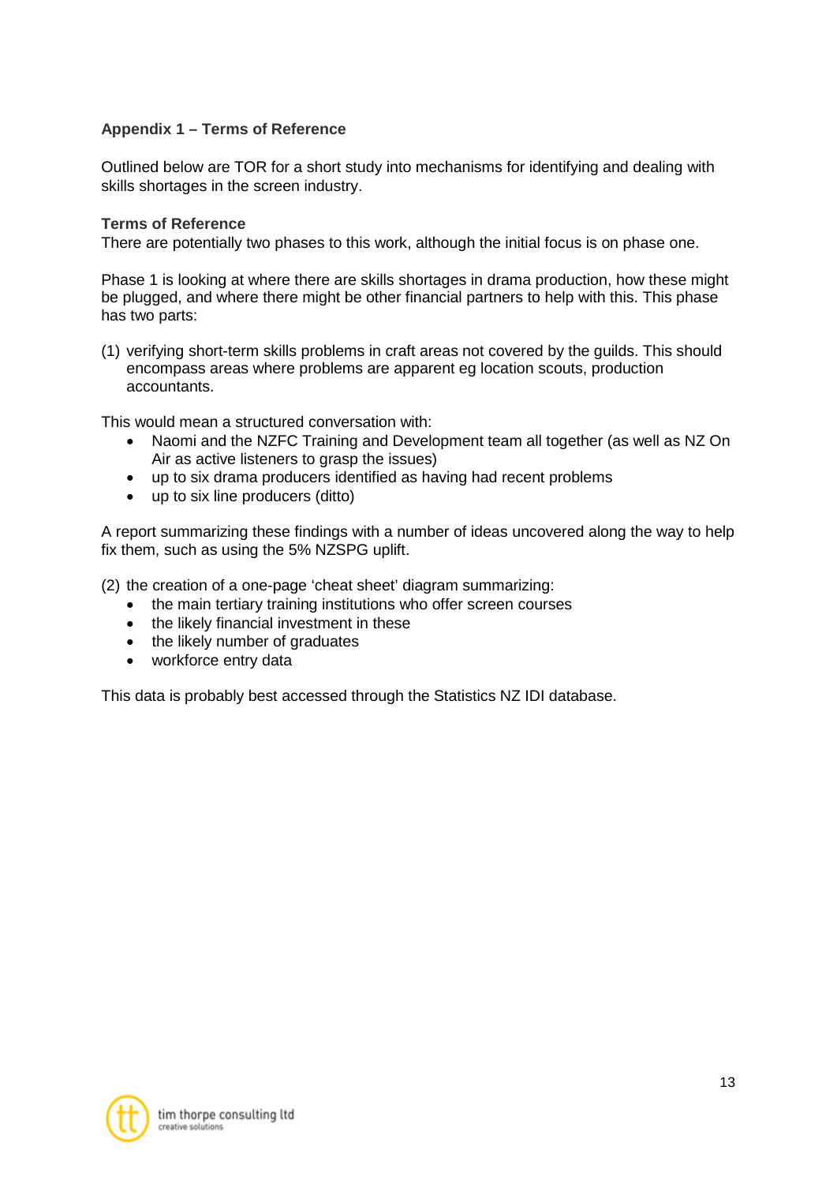### Appendix 1 – Terms of Reference

Outlined below are TOR for a short study into mechanisms for identifying and dealing with skills shortages in the screen industry.

**Terms of Reference**

There are potentially two phases to this work, although the initial focus is on phase one.

Phase 1 is looking at where there are skills shortages in drama production, how these might be plugged, and where there might be other financial partners to help with this. This phase has two parts:

(1) verifying short-term skills problems in craft areas not covered by the guilds. This should encompass areas where problems are apparent eg location scouts, production accountants.

This would mean a structured conversation with:

- Naomi and the NZFC Training and Development team all together (as well as NZ On Air as active listeners to grasp the issues)
- up to six drama producers identified as having had recent problems
- up to six line producers (ditto)

A report summarizing these findings with a number of ideas uncovered along the way to help fix them, such as using the 5% NZSPG uplift.

(2) the creation of a one-page 'cheat sheet' diagram summarizing:

- the main tertiary training institutions who offer screen courses
- the likely financial investment in these
- the likely number of graduates
- workforce entry data

This data is probably best accessed through the Statistics NZ IDI database.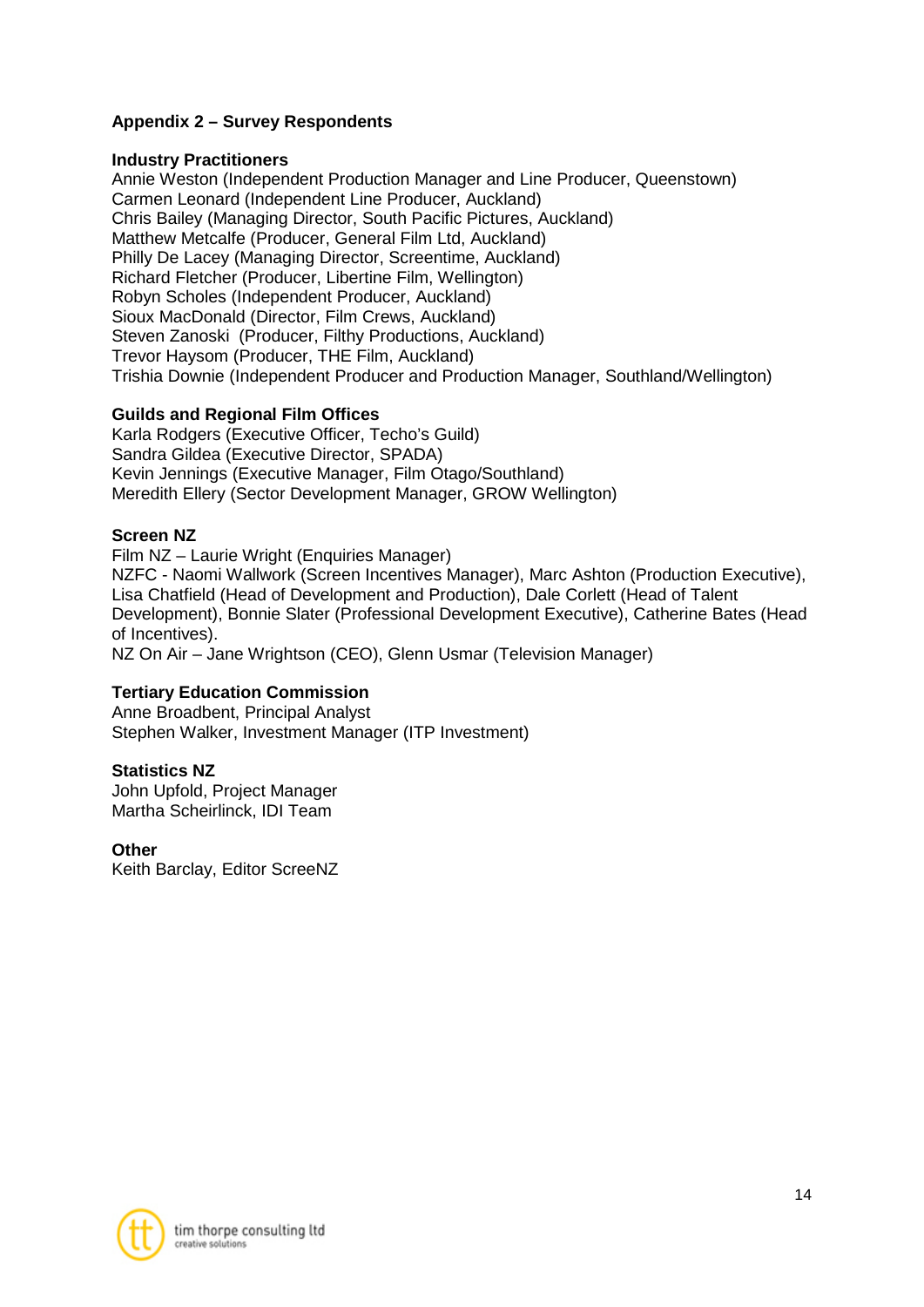## Appendix 2 – Survey Respondents

**Industry Practitioners**

Annie Weston (Independent Production Manager and Line Producer, Queenstown)
Carmen Leonard (Independent Line Producer, Auckland)
Chris Bailey (Managing Director, South Pacific Pictures, Auckland)
Matthew Metcalfe (Producer, General Film Ltd, Auckland)
Philly De Lacey (Managing Director, Screentime, Auckland)
Richard Fletcher (Producer, Libertine Film, Wellington)
Robyn Scholes (Independent Producer, Auckland)
Sioux MacDonald (Director, Film Crews, Auckland)
Steven Zanoski (Producer, Filthy Productions, Auckland)
Trevor Haysom (Producer, THE Film, Auckland)
Trishia Downie (Independent Producer and Production Manager, Southland/Wellington)

**Guilds and Regional Film Offices**

Karla Rodgers (Executive Officer, Techo's Guild)
Sandra Gildea (Executive Director, SPADA)
Kevin Jennings (Executive Manager, Film Otago/Southland)
Meredith Ellery (Sector Development Manager, GROW Wellington)

**Screen NZ**

Film NZ – Laurie Wright (Enquiries Manager)
NZFC - Naomi Wallwork (Screen Incentives Manager), Marc Ashton (Production Executive), Lisa Chatfield (Head of Development and Production), Dale Corlett (Head of Talent Development), Bonnie Slater (Professional Development Executive), Catherine Bates (Head of Incentives).
NZ On Air – Jane Wrightson (CEO), Glenn Usmar (Television Manager)

**Tertiary Education Commission**

Anne Broadbent, Principal Analyst
Stephen Walker, Investment Manager (ITP Investment)

**Statistics NZ**

John Upfold, Project Manager
Martha Scheirlinck, IDI Team

**Other**

Keith Barclay, Editor ScreeNZ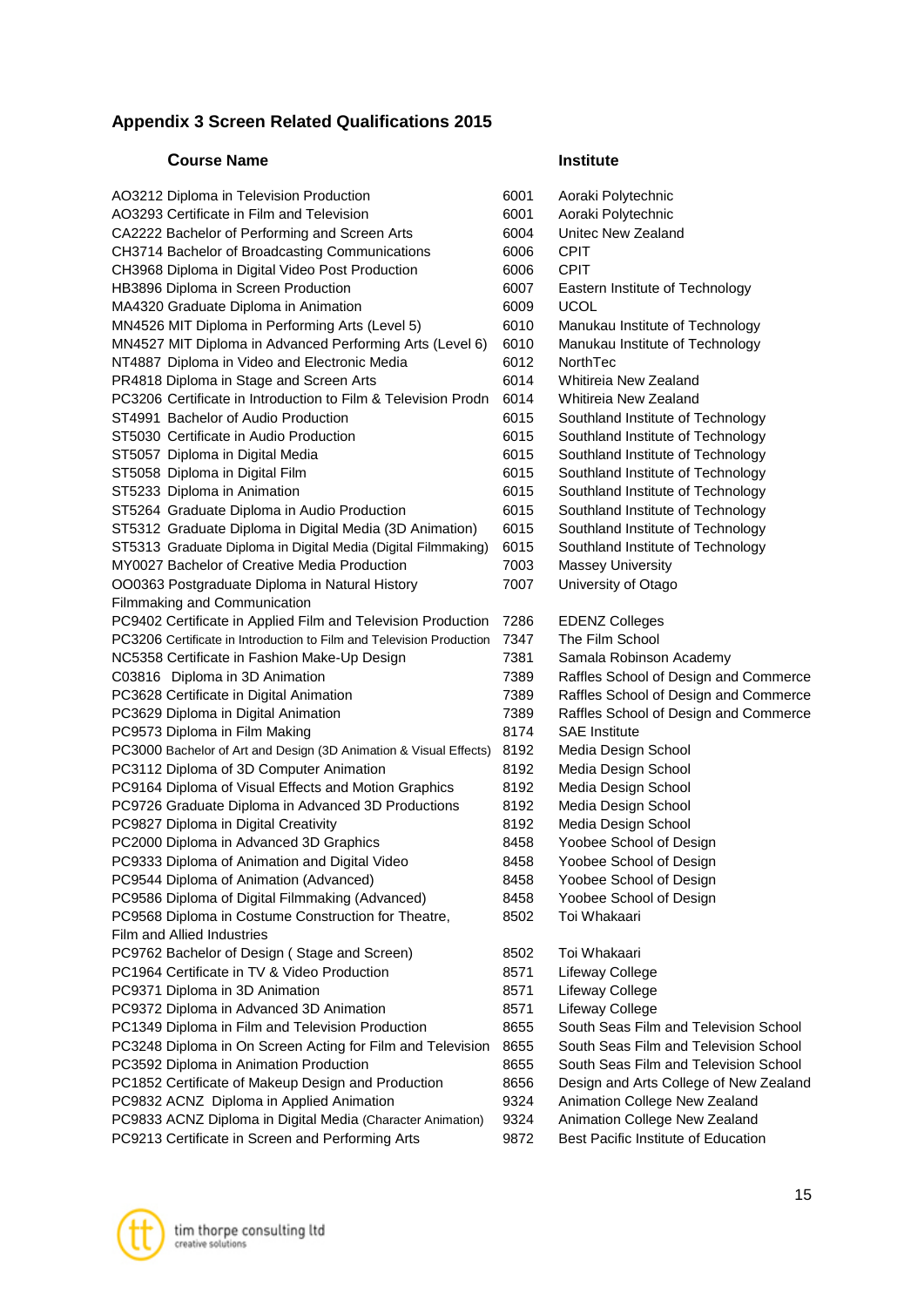## Appendix 3 Screen Related Qualifications 2015

| Course Name | | Institute |
|---|---|---|
| AO3212 Diploma in Television Production | 6001 | Aoraki Polytechnic |
| AO3293 Certificate in Film and Television | 6001 | Aoraki Polytechnic |
| CA2222 Bachelor of Performing and Screen Arts | 6004 | Unitec New Zealand |
| CH3714 Bachelor of Broadcasting Communications | 6006 | CPIT |
| CH3968 Diploma in Digital Video Post Production | 6006 | CPIT |
| HB3896 Diploma in Screen Production | 6007 | Eastern Institute of Technology |
| MA4320 Graduate Diploma in Animation | 6009 | UCOL |
| MN4526 MIT Diploma in Performing Arts (Level 5) | 6010 | Manukau Institute of Technology |
| MN4527 MIT Diploma in Advanced Performing Arts (Level 6) | 6010 | Manukau Institute of Technology |
| NT4887 Diploma in Video and Electronic Media | 6012 | NorthTec |
| PR4818 Diploma in Stage and Screen Arts | 6014 | Whitireia New Zealand |
| PC3206 Certificate in Introduction to Film & Television Prodn | 6014 | Whitireia New Zealand |
| ST4991 Bachelor of Audio Production | 6015 | Southland Institute of Technology |
| ST5030 Certificate in Audio Production | 6015 | Southland Institute of Technology |
| ST5057 Diploma in Digital Media | 6015 | Southland Institute of Technology |
| ST5058 Diploma in Digital Film | 6015 | Southland Institute of Technology |
| ST5233 Diploma in Animation | 6015 | Southland Institute of Technology |
| ST5264 Graduate Diploma in Audio Production | 6015 | Southland Institute of Technology |
| ST5312 Graduate Diploma in Digital Media (3D Animation) | 6015 | Southland Institute of Technology |
| ST5313 Graduate Diploma in Digital Media (Digital Filmmaking) | 6015 | Southland Institute of Technology |
| MY0027 Bachelor of Creative Media Production | 7003 | Massey University |
| OO0363 Postgraduate Diploma in Natural History Filmmaking and Communication | 7007 | University of Otago |
| PC9402 Certificate in Applied Film and Television Production | 7286 | EDENZ Colleges |
| PC3206 Certificate in Introduction to Film and Television Production | 7347 | The Film School |
| NC5358 Certificate in Fashion Make-Up Design | 7381 | Samala Robinson Academy |
| C03816 Diploma in 3D Animation | 7389 | Raffles School of Design and Commerce |
| PC3628 Certificate in Digital Animation | 7389 | Raffles School of Design and Commerce |
| PC3629 Diploma in Digital Animation | 7389 | Raffles School of Design and Commerce |
| PC9573 Diploma in Film Making | 8174 | SAE Institute |
| PC3000 Bachelor of Art and Design (3D Animation & Visual Effects) | 8192 | Media Design School |
| PC3112 Diploma of 3D Computer Animation | 8192 | Media Design School |
| PC9164 Diploma of Visual Effects and Motion Graphics | 8192 | Media Design School |
| PC9726 Graduate Diploma in Advanced 3D Productions | 8192 | Media Design School |
| PC9827 Diploma in Digital Creativity | 8192 | Media Design School |
| PC2000 Diploma in Advanced 3D Graphics | 8458 | Yoobee School of Design |
| PC9333 Diploma of Animation and Digital Video | 8458 | Yoobee School of Design |
| PC9544 Diploma of Animation (Advanced) | 8458 | Yoobee School of Design |
| PC9586 Diploma of Digital Filmmaking (Advanced) | 8458 | Yoobee School of Design |
| PC9568 Diploma in Costume Construction for Theatre, Film and Allied Industries | 8502 | Toi Whakaari |
| PC9762 Bachelor of Design ( Stage and Screen) | 8502 | Toi Whakaari |
| PC1964 Certificate in TV & Video Production | 8571 | Lifeway College |
| PC9371 Diploma in 3D Animation | 8571 | Lifeway College |
| PC9372 Diploma in Advanced 3D Animation | 8571 | Lifeway College |
| PC1349 Diploma in Film and Television Production | 8655 | South Seas Film and Television School |
| PC3248 Diploma in On Screen Acting for Film and Television | 8655 | South Seas Film and Television School |
| PC3592 Diploma in Animation Production | 8655 | South Seas Film and Television School |
| PC1852 Certificate of Makeup Design and Production | 8656 | Design and Arts College of New Zealand |
| PC9832 ACNZ Diploma in Applied Animation | 9324 | Animation College New Zealand |
| PC9833 ACNZ Diploma in Digital Media (Character Animation) | 9324 | Animation College New Zealand |
| PC9213 Certificate in Screen and Performing Arts | 9872 | Best Pacific Institute of Education |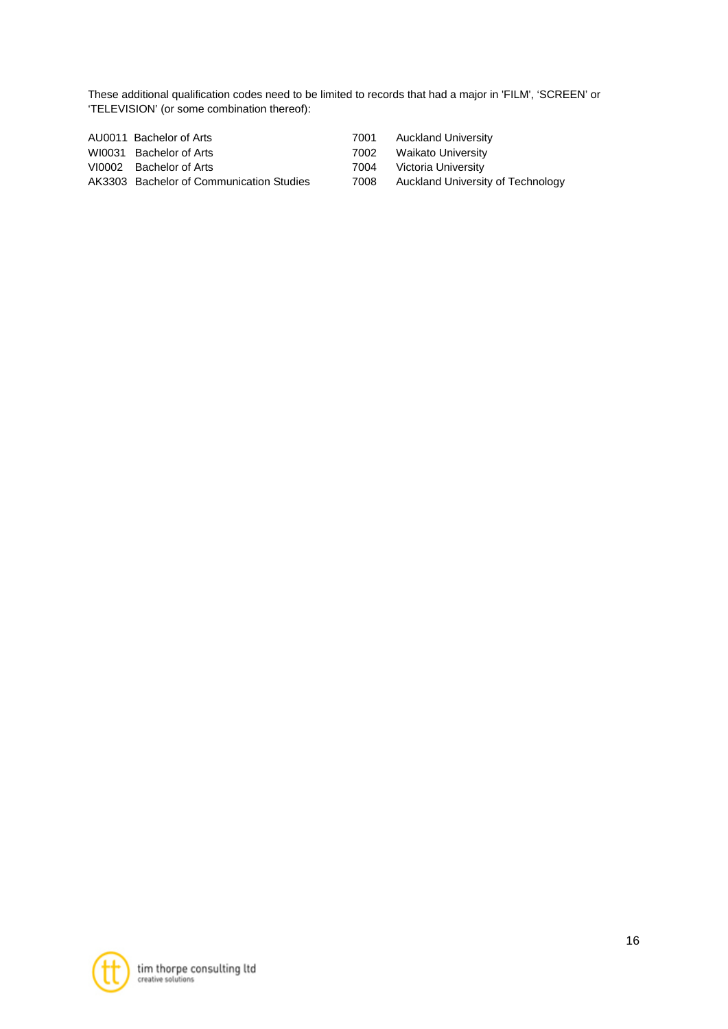These additional qualification codes need to be limited to records that had a major in 'FILM', 'SCREEN' or 'TELEVISION' (or some combination thereof):

| | | | |
|---|---|---|---|
| AU0011 | Bachelor of Arts | 7001 | Auckland University |
| WI0031 | Bachelor of Arts | 7002 | Waikato University |
| VI0002 | Bachelor of Arts | 7004 | Victoria University |
| AK3303 | Bachelor of Communication Studies | 7008 | Auckland University of Technology |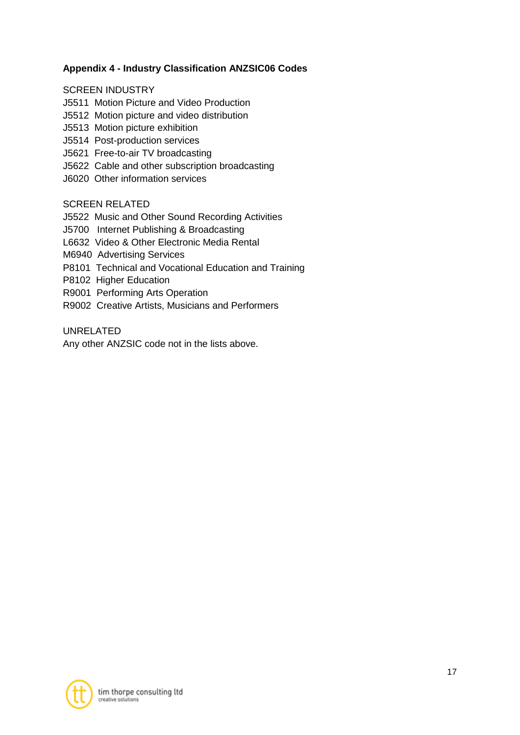## Appendix 4 - Industry Classification ANZSIC06 Codes

SCREEN INDUSTRY

J5511 Motion Picture and Video Production
J5512 Motion picture and video distribution
J5513 Motion picture exhibition
J5514 Post-production services
J5621 Free-to-air TV broadcasting
J5622 Cable and other subscription broadcasting
J6020 Other information services

SCREEN RELATED

J5522 Music and Other Sound Recording Activities
J5700 Internet Publishing & Broadcasting
L6632 Video & Other Electronic Media Rental
M6940 Advertising Services
P8101 Technical and Vocational Education and Training
P8102 Higher Education
R9001 Performing Arts Operation
R9002 Creative Artists, Musicians and Performers

UNRELATED

Any other ANZSIC code not in the lists above.